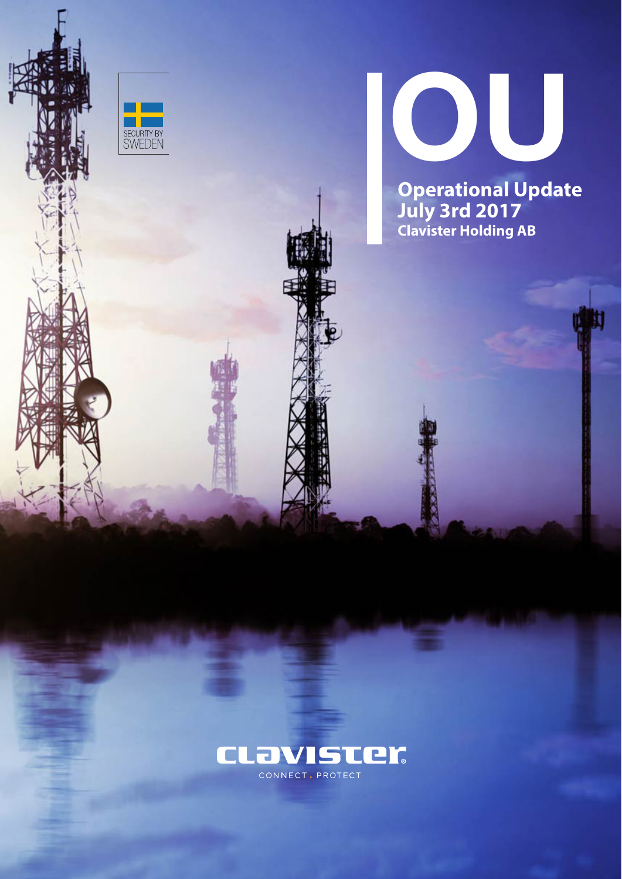SECURITY BY SWEDEN

# OU

## Operational Update
## July 3rd 2017
### Clavister Holding AB

CLAVISTER®

CONNECT . PROTECT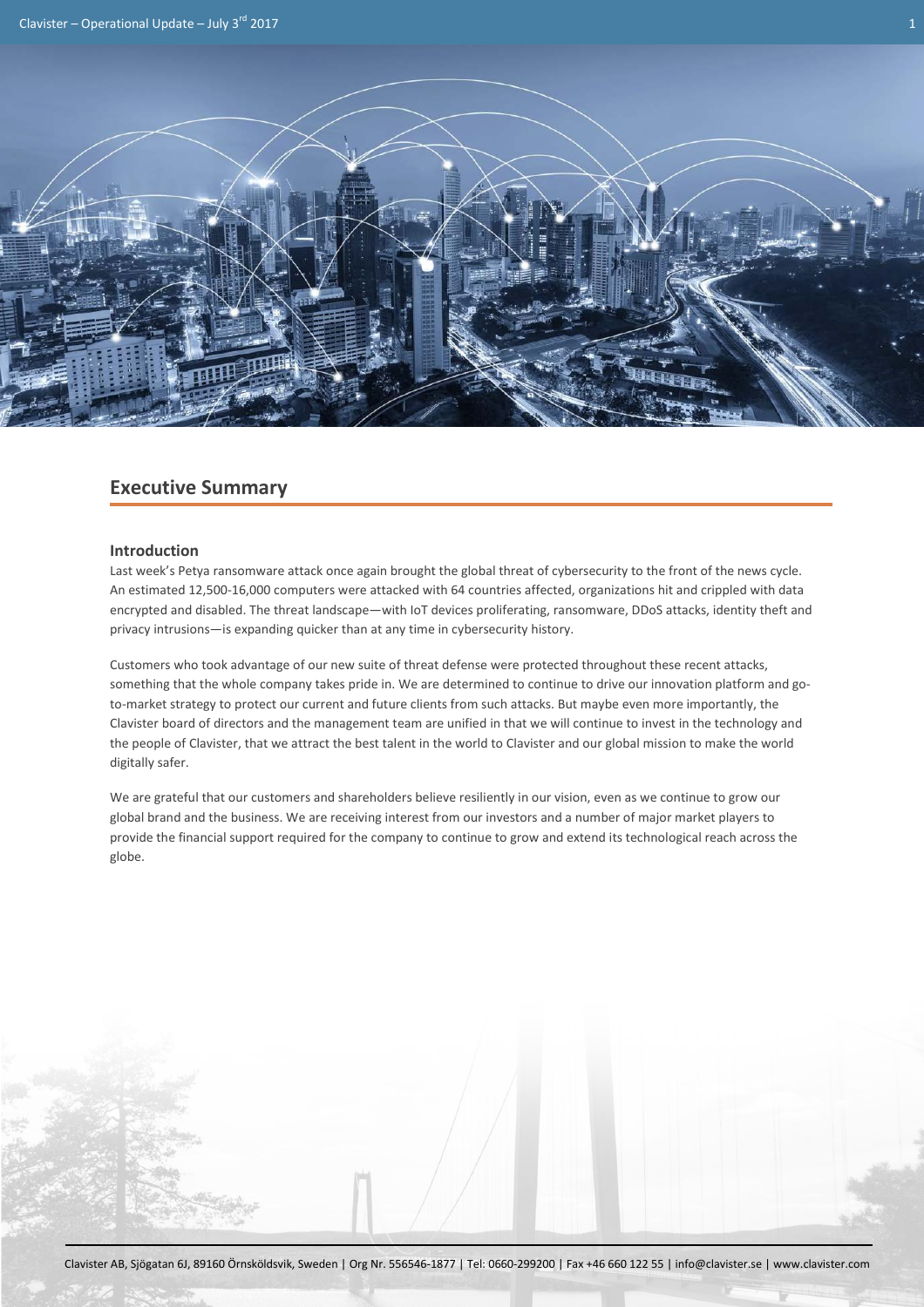## Executive Summary

### Introduction

Last week's Petya ransomware attack once again brought the global threat of cybersecurity to the front of the news cycle. An estimated 12,500-16,000 computers were attacked with 64 countries affected, organizations hit and crippled with data encrypted and disabled. The threat landscape—with IoT devices proliferating, ransomware, DDoS attacks, identity theft and privacy intrusions—is expanding quicker than at any time in cybersecurity history.

Customers who took advantage of our new suite of threat defense were protected throughout these recent attacks, something that the whole company takes pride in. We are determined to continue to drive our innovation platform and go-to-market strategy to protect our current and future clients from such attacks. But maybe even more importantly, the Clavister board of directors and the management team are unified in that we will continue to invest in the technology and the people of Clavister, that we attract the best talent in the world to Clavister and our global mission to make the world digitally safer.

We are grateful that our customers and shareholders believe resiliently in our vision, even as we continue to grow our global brand and the business. We are receiving interest from our investors and a number of major market players to provide the financial support required for the company to continue to grow and extend its technological reach across the globe.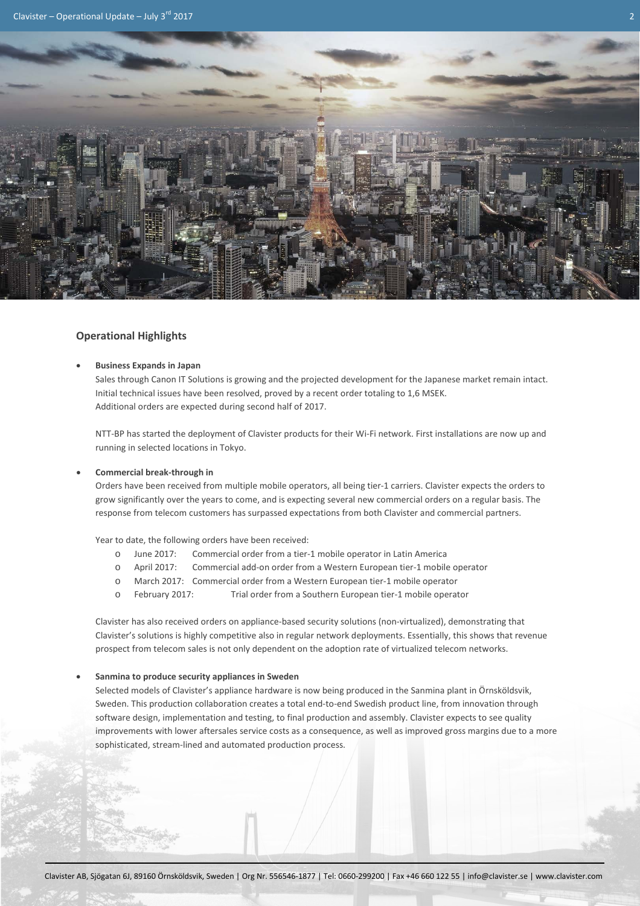## Operational Highlights

- **Business Expands in Japan**

  Sales through Canon IT Solutions is growing and the projected development for the Japanese market remain intact. Initial technical issues have been resolved, proved by a recent order totaling to 1,6 MSEK.
  Additional orders are expected during second half of 2017.

  NTT-BP has started the deployment of Clavister products for their Wi-Fi network. First installations are now up and running in selected locations in Tokyo.

- **Commercial break-through in**

  Orders have been received from multiple mobile operators, all being tier-1 carriers. Clavister expects the orders to grow significantly over the years to come, and is expecting several new commercial orders on a regular basis. The response from telecom customers has surpassed expectations from both Clavister and commercial partners.

  Year to date, the following orders have been received:

  - June 2017: Commercial order from a tier-1 mobile operator in Latin America
  - April 2017: Commercial add-on order from a Western European tier-1 mobile operator
  - March 2017: Commercial order from a Western European tier-1 mobile operator
  - February 2017: Trial order from a Southern European tier-1 mobile operator

  Clavister has also received orders on appliance-based security solutions (non-virtualized), demonstrating that Clavister's solutions is highly competitive also in regular network deployments. Essentially, this shows that revenue prospect from telecom sales is not only dependent on the adoption rate of virtualized telecom networks.

- **Sanmina to produce security appliances in Sweden**

  Selected models of Clavister's appliance hardware is now being produced in the Sanmina plant in Örnsköldsvik, Sweden. This production collaboration creates a total end-to-end Swedish product line, from innovation through software design, implementation and testing, to final production and assembly. Clavister expects to see quality improvements with lower aftersales service costs as a consequence, as well as improved gross margins due to a more sophisticated, stream-lined and automated production process.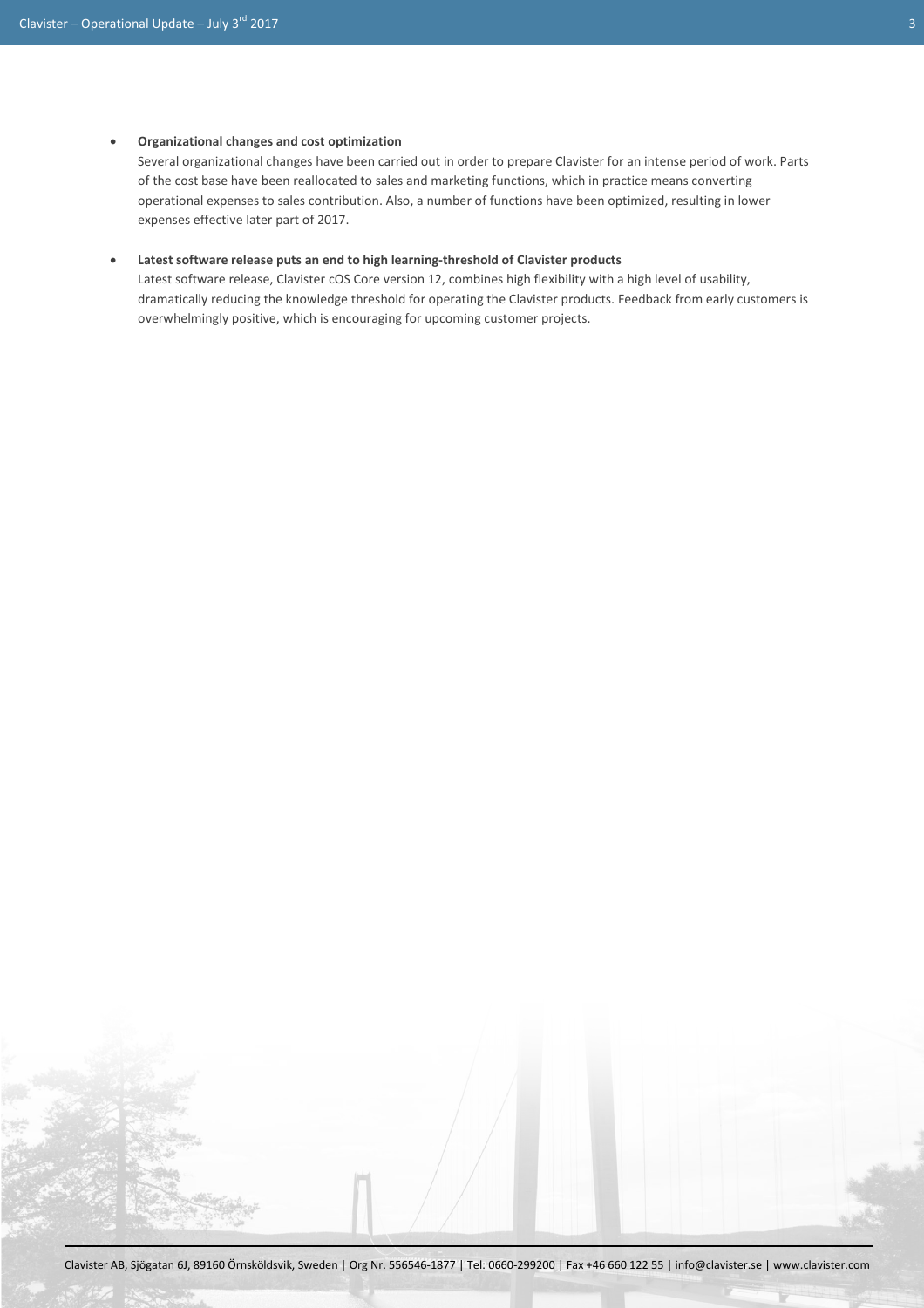- **Organizational changes and cost optimization**
  Several organizational changes have been carried out in order to prepare Clavister for an intense period of work. Parts of the cost base have been reallocated to sales and marketing functions, which in practice means converting operational expenses to sales contribution. Also, a number of functions have been optimized, resulting in lower expenses effective later part of 2017.

- **Latest software release puts an end to high learning-threshold of Clavister products**
  Latest software release, Clavister cOS Core version 12, combines high flexibility with a high level of usability, dramatically reducing the knowledge threshold for operating the Clavister products. Feedback from early customers is overwhelmingly positive, which is encouraging for upcoming customer projects.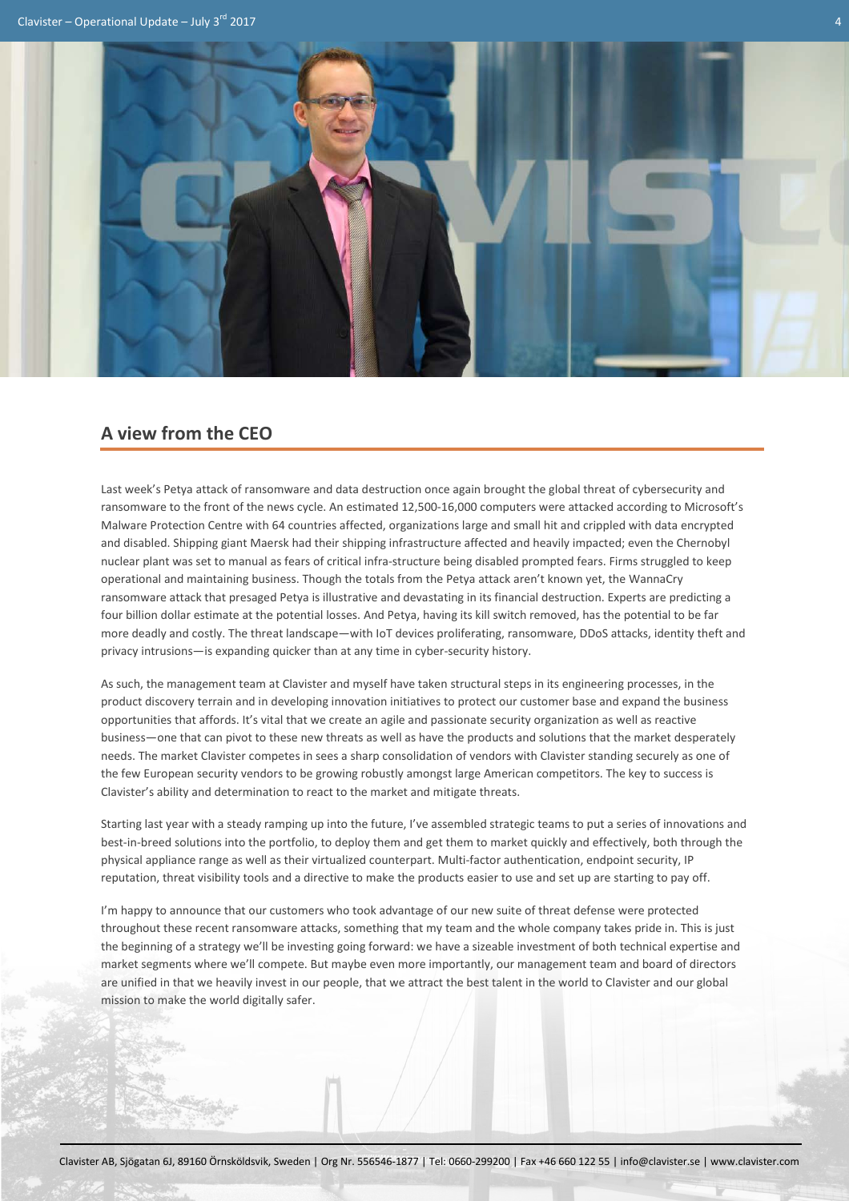## A view from the CEO

Last week's Petya attack of ransomware and data destruction once again brought the global threat of cybersecurity and ransomware to the front of the news cycle. An estimated 12,500-16,000 computers were attacked according to Microsoft's Malware Protection Centre with 64 countries affected, organizations large and small hit and crippled with data encrypted and disabled. Shipping giant Maersk had their shipping infrastructure affected and heavily impacted; even the Chernobyl nuclear plant was set to manual as fears of critical infra-structure being disabled prompted fears. Firms struggled to keep operational and maintaining business. Though the totals from the Petya attack aren't known yet, the WannaCry ransomware attack that presaged Petya is illustrative and devastating in its financial destruction. Experts are predicting a four billion dollar estimate at the potential losses. And Petya, having its kill switch removed, has the potential to be far more deadly and costly. The threat landscape—with IoT devices proliferating, ransomware, DDoS attacks, identity theft and privacy intrusions—is expanding quicker than at any time in cyber-security history.

As such, the management team at Clavister and myself have taken structural steps in its engineering processes, in the product discovery terrain and in developing innovation initiatives to protect our customer base and expand the business opportunities that affords. It's vital that we create an agile and passionate security organization as well as reactive business—one that can pivot to these new threats as well as have the products and solutions that the market desperately needs. The market Clavister competes in sees a sharp consolidation of vendors with Clavister standing securely as one of the few European security vendors to be growing robustly amongst large American competitors. The key to success is Clavister's ability and determination to react to the market and mitigate threats.

Starting last year with a steady ramping up into the future, I've assembled strategic teams to put a series of innovations and best-in-breed solutions into the portfolio, to deploy them and get them to market quickly and effectively, both through the physical appliance range as well as their virtualized counterpart. Multi-factor authentication, endpoint security, IP reputation, threat visibility tools and a directive to make the products easier to use and set up are starting to pay off.

I'm happy to announce that our customers who took advantage of our new suite of threat defense were protected throughout these recent ransomware attacks, something that my team and the whole company takes pride in. This is just the beginning of a strategy we'll be investing going forward: we have a sizeable investment of both technical expertise and market segments where we'll compete. But maybe even more importantly, our management team and board of directors are unified in that we heavily invest in our people, that we attract the best talent in the world to Clavister and our global mission to make the world digitally safer.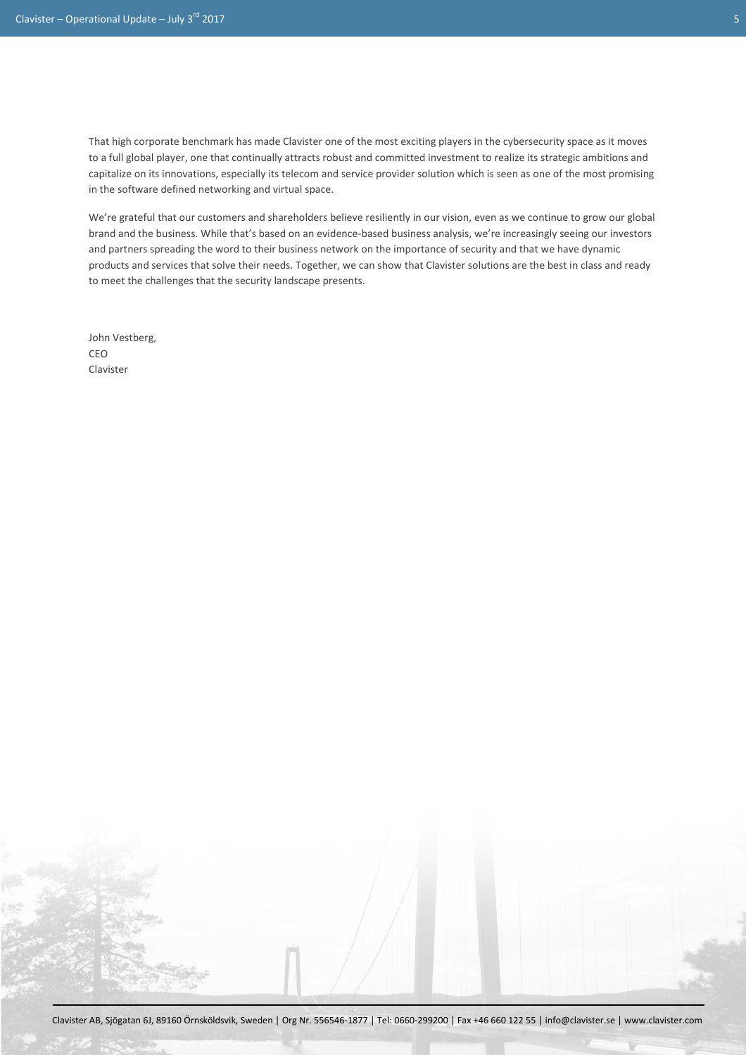That high corporate benchmark has made Clavister one of the most exciting players in the cybersecurity space as it moves to a full global player, one that continually attracts robust and committed investment to realize its strategic ambitions and capitalize on its innovations, especially its telecom and service provider solution which is seen as one of the most promising in the software defined networking and virtual space.

We're grateful that our customers and shareholders believe resiliently in our vision, even as we continue to grow our global brand and the business. While that's based on an evidence-based business analysis, we're increasingly seeing our investors and partners spreading the word to their business network on the importance of security and that we have dynamic products and services that solve their needs. Together, we can show that Clavister solutions are the best in class and ready to meet the challenges that the security landscape presents.

John Vestberg,
CEO
Clavister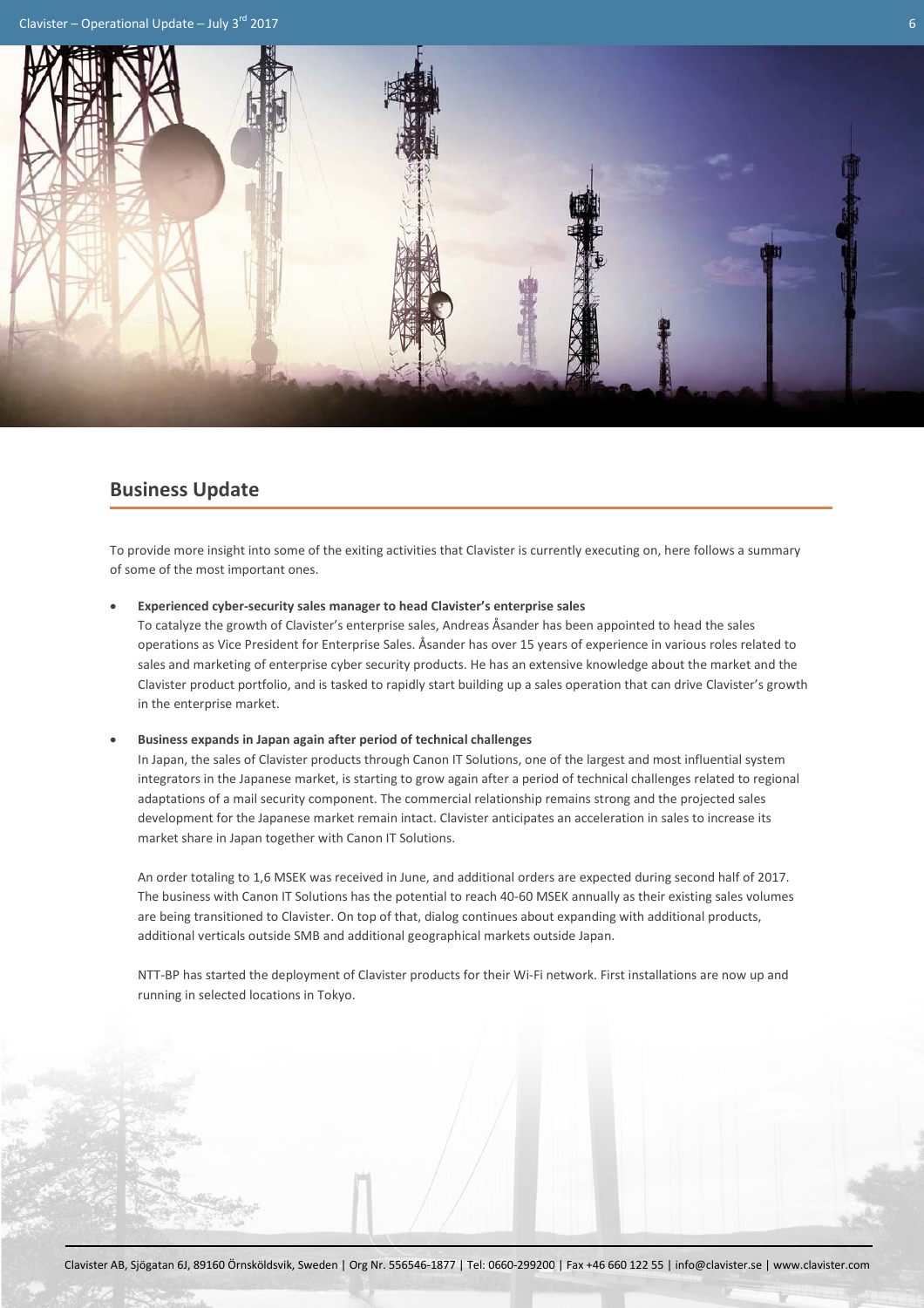## Business Update

To provide more insight into some of the exiting activities that Clavister is currently executing on, here follows a summary of some of the most important ones.

- **Experienced cyber-security sales manager to head Clavister's enterprise sales**
  To catalyze the growth of Clavister's enterprise sales, Andreas Åsander has been appointed to head the sales operations as Vice President for Enterprise Sales. Åsander has over 15 years of experience in various roles related to sales and marketing of enterprise cyber security products. He has an extensive knowledge about the market and the Clavister product portfolio, and is tasked to rapidly start building up a sales operation that can drive Clavister's growth in the enterprise market.

- **Business expands in Japan again after period of technical challenges**
  In Japan, the sales of Clavister products through Canon IT Solutions, one of the largest and most influential system integrators in the Japanese market, is starting to grow again after a period of technical challenges related to regional adaptations of a mail security component. The commercial relationship remains strong and the projected sales development for the Japanese market remain intact. Clavister anticipates an acceleration in sales to increase its market share in Japan together with Canon IT Solutions.

  An order totaling to 1,6 MSEK was received in June, and additional orders are expected during second half of 2017. The business with Canon IT Solutions has the potential to reach 40-60 MSEK annually as their existing sales volumes are being transitioned to Clavister. On top of that, dialog continues about expanding with additional products, additional verticals outside SMB and additional geographical markets outside Japan.

  NTT-BP has started the deployment of Clavister products for their Wi-Fi network. First installations are now up and running in selected locations in Tokyo.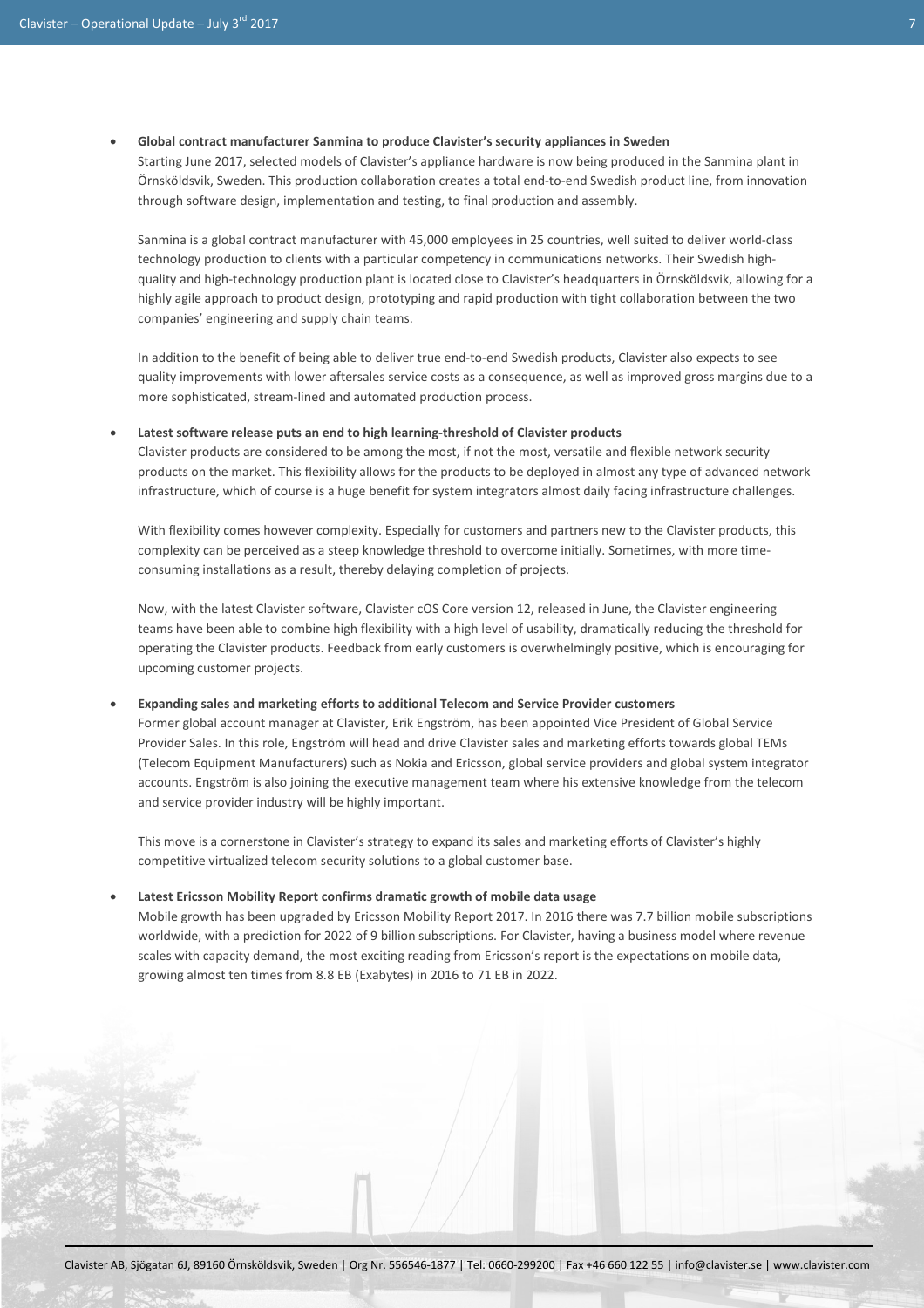- **Global contract manufacturer Sanmina to produce Clavister's security appliances in Sweden**
  Starting June 2017, selected models of Clavister's appliance hardware is now being produced in the Sanmina plant in Örnsköldsvik, Sweden. This production collaboration creates a total end-to-end Swedish product line, from innovation through software design, implementation and testing, to final production and assembly.

  Sanmina is a global contract manufacturer with 45,000 employees in 25 countries, well suited to deliver world-class technology production to clients with a particular competency in communications networks. Their Swedish high-quality and high-technology production plant is located close to Clavister's headquarters in Örnsköldsvik, allowing for a highly agile approach to product design, prototyping and rapid production with tight collaboration between the two companies' engineering and supply chain teams.

  In addition to the benefit of being able to deliver true end-to-end Swedish products, Clavister also expects to see quality improvements with lower aftersales service costs as a consequence, as well as improved gross margins due to a more sophisticated, stream-lined and automated production process.

- **Latest software release puts an end to high learning-threshold of Clavister products**
  Clavister products are considered to be among the most, if not the most, versatile and flexible network security products on the market. This flexibility allows for the products to be deployed in almost any type of advanced network infrastructure, which of course is a huge benefit for system integrators almost daily facing infrastructure challenges.

  With flexibility comes however complexity. Especially for customers and partners new to the Clavister products, this complexity can be perceived as a steep knowledge threshold to overcome initially. Sometimes, with more time-consuming installations as a result, thereby delaying completion of projects.

  Now, with the latest Clavister software, Clavister cOS Core version 12, released in June, the Clavister engineering teams have been able to combine high flexibility with a high level of usability, dramatically reducing the threshold for operating the Clavister products. Feedback from early customers is overwhelmingly positive, which is encouraging for upcoming customer projects.

- **Expanding sales and marketing efforts to additional Telecom and Service Provider customers**
  Former global account manager at Clavister, Erik Engström, has been appointed Vice President of Global Service Provider Sales. In this role, Engström will head and drive Clavister sales and marketing efforts towards global TEMs (Telecom Equipment Manufacturers) such as Nokia and Ericsson, global service providers and global system integrator accounts. Engström is also joining the executive management team where his extensive knowledge from the telecom and service provider industry will be highly important.

  This move is a cornerstone in Clavister's strategy to expand its sales and marketing efforts of Clavister's highly competitive virtualized telecom security solutions to a global customer base.

- **Latest Ericsson Mobility Report confirms dramatic growth of mobile data usage**
  Mobile growth has been upgraded by Ericsson Mobility Report 2017. In 2016 there was 7.7 billion mobile subscriptions worldwide, with a prediction for 2022 of 9 billion subscriptions. For Clavister, having a business model where revenue scales with capacity demand, the most exciting reading from Ericsson's report is the expectations on mobile data, growing almost ten times from 8.8 EB (Exabytes) in 2016 to 71 EB in 2022.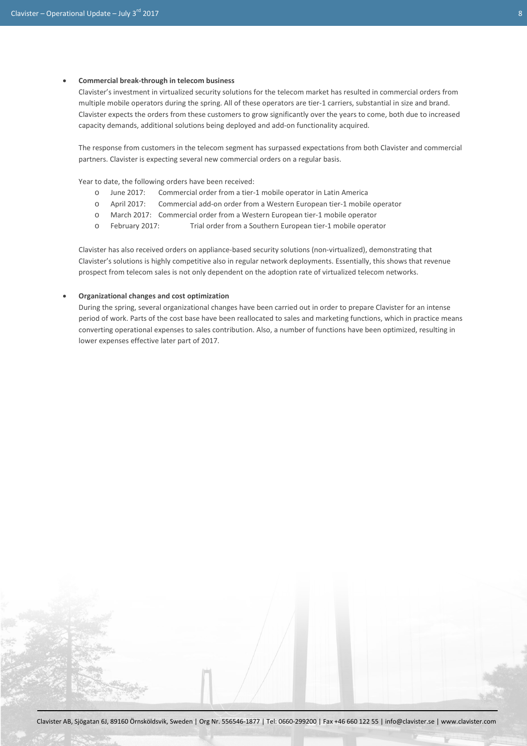- **Commercial break-through in telecom business**

  Clavister's investment in virtualized security solutions for the telecom market has resulted in commercial orders from multiple mobile operators during the spring. All of these operators are tier-1 carriers, substantial in size and brand. Clavister expects the orders from these customers to grow significantly over the years to come, both due to increased capacity demands, additional solutions being deployed and add-on functionality acquired.

  The response from customers in the telecom segment has surpassed expectations from both Clavister and commercial partners. Clavister is expecting several new commercial orders on a regular basis.

  Year to date, the following orders have been received:

  - June 2017: Commercial order from a tier-1 mobile operator in Latin America
  - April 2017: Commercial add-on order from a Western European tier-1 mobile operator
  - March 2017: Commercial order from a Western European tier-1 mobile operator
  - February 2017: Trial order from a Southern European tier-1 mobile operator

  Clavister has also received orders on appliance-based security solutions (non-virtualized), demonstrating that Clavister's solutions is highly competitive also in regular network deployments. Essentially, this shows that revenue prospect from telecom sales is not only dependent on the adoption rate of virtualized telecom networks.

- **Organizational changes and cost optimization**

  During the spring, several organizational changes have been carried out in order to prepare Clavister for an intense period of work. Parts of the cost base have been reallocated to sales and marketing functions, which in practice means converting operational expenses to sales contribution. Also, a number of functions have been optimized, resulting in lower expenses effective later part of 2017.